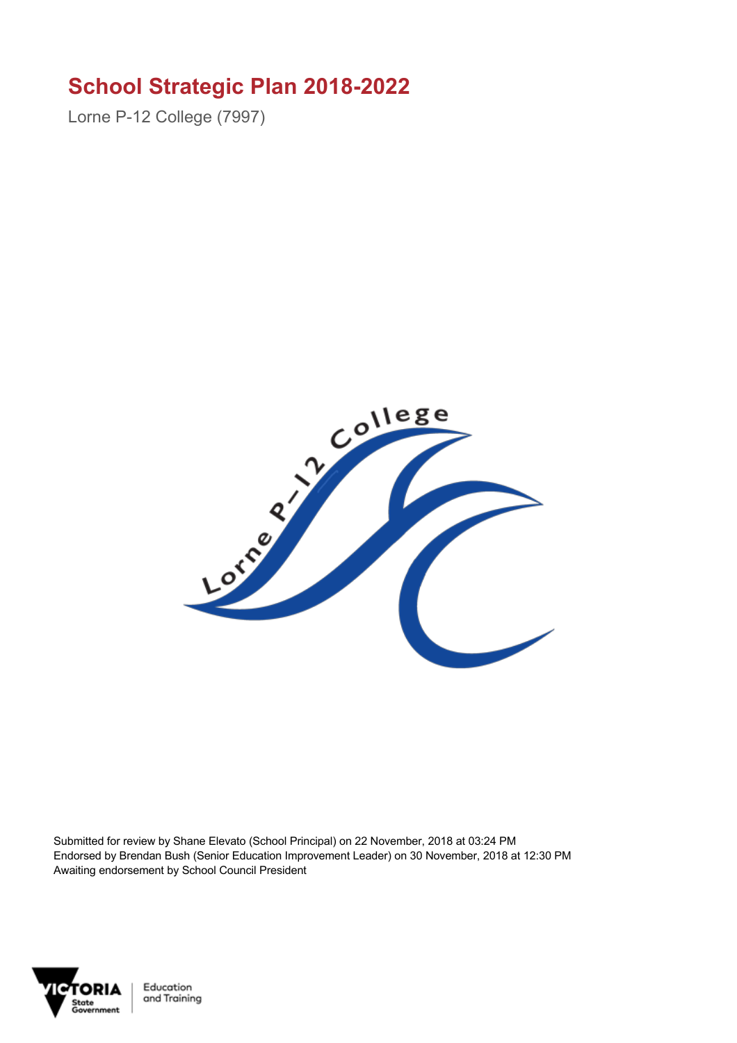# School Strategic Plan 2018-2022

Lorne P-12 College (7997)

Submitted for review by Shane Elevato (School Principal) on 22 November, 2018 at 03:24 PM
Endorsed by Brendan Bush (Senior Education Improvement Leader) on 30 November, 2018 at 12:30 PM
Awaiting endorsement by School Council President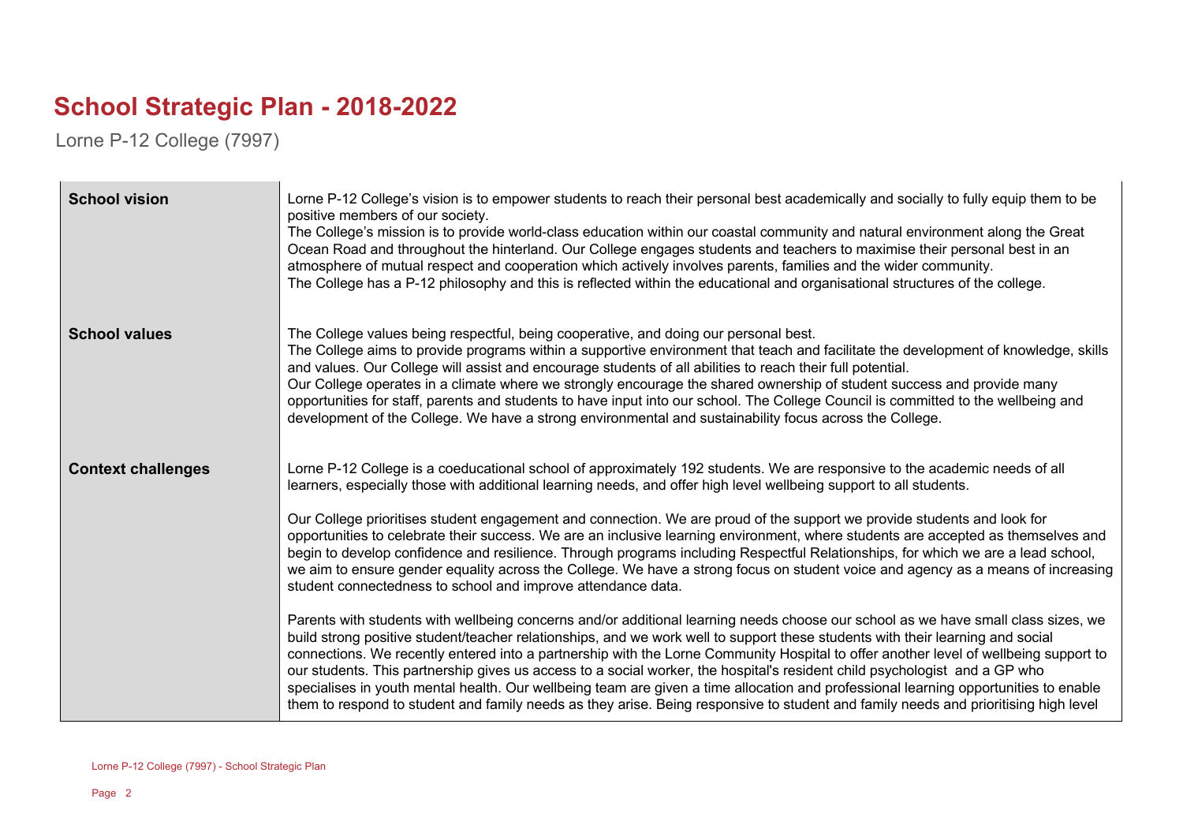# School Strategic Plan - 2018-2022

Lorne P-12 College (7997)

| | |
|---|---|
| **School vision** | Lorne P-12 College's vision is to empower students to reach their personal best academically and socially to fully equip them to be positive members of our society.<br>The College's mission is to provide world-class education within our coastal community and natural environment along the Great Ocean Road and throughout the hinterland. Our College engages students and teachers to maximise their personal best in an atmosphere of mutual respect and cooperation which actively involves parents, families and the wider community.<br>The College has a P-12 philosophy and this is reflected within the educational and organisational structures of the college. |
| **School values** | The College values being respectful, being cooperative, and doing our personal best.<br>The College aims to provide programs within a supportive environment that teach and facilitate the development of knowledge, skills and values. Our College will assist and encourage students of all abilities to reach their full potential.<br>Our College operates in a climate where we strongly encourage the shared ownership of student success and provide many opportunities for staff, parents and students to have input into our school. The College Council is committed to the wellbeing and development of the College. We have a strong environmental and sustainability focus across the College. |
| **Context challenges** | Lorne P-12 College is a coeducational school of approximately 192 students. We are responsive to the academic needs of all learners, especially those with additional learning needs, and offer high level wellbeing support to all students.<br><br>Our College prioritises student engagement and connection. We are proud of the support we provide students and look for opportunities to celebrate their success. We are an inclusive learning environment, where students are accepted as themselves and begin to develop confidence and resilience. Through programs including Respectful Relationships, for which we are a lead school, we aim to ensure gender equality across the College. We have a strong focus on student voice and agency as a means of increasing student connectedness to school and improve attendance data.<br><br>Parents with students with wellbeing concerns and/or additional learning needs choose our school as we have small class sizes, we build strong positive student/teacher relationships, and we work well to support these students with their learning and social connections. We recently entered into a partnership with the Lorne Community Hospital to offer another level of wellbeing support to our students. This partnership gives us access to a social worker, the hospital's resident child psychologist and a GP who specialises in youth mental health. Our wellbeing team are given a time allocation and professional learning opportunities to enable them to respond to student and family needs as they arise. Being responsive to student and family needs and prioritising high level |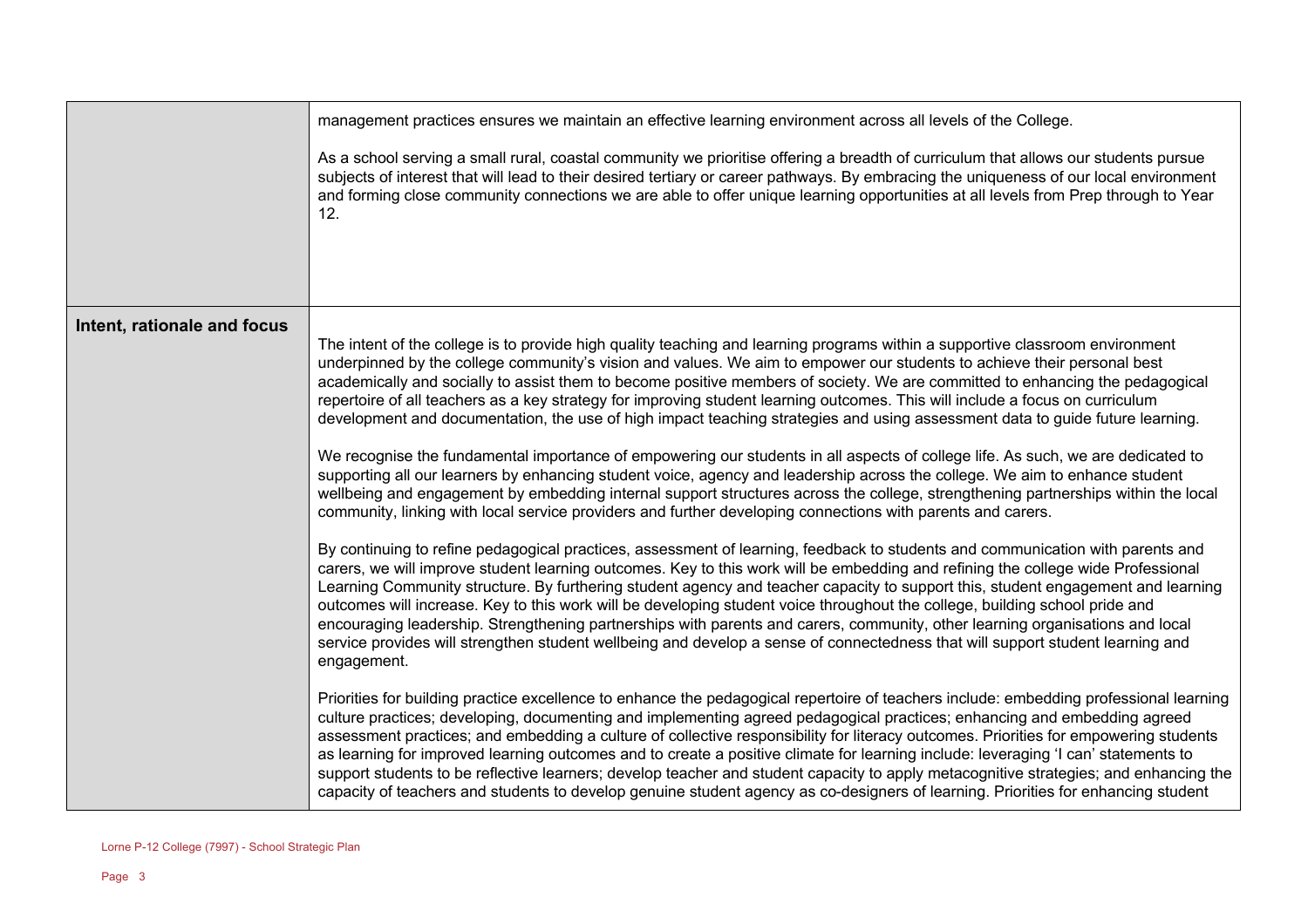| | |
|---|---|
| | management practices ensures we maintain an effective learning environment across all levels of the College.<br><br>As a school serving a small rural, coastal community we prioritise offering a breadth of curriculum that allows our students pursue subjects of interest that will lead to their desired tertiary or career pathways. By embracing the uniqueness of our local environment and forming close community connections we are able to offer unique learning opportunities at all levels from Prep through to Year 12. |
| **Intent, rationale and focus** | The intent of the college is to provide high quality teaching and learning programs within a supportive classroom environment underpinned by the college community's vision and values. We aim to empower our students to achieve their personal best academically and socially to assist them to become positive members of society. We are committed to enhancing the pedagogical repertoire of all teachers as a key strategy for improving student learning outcomes. This will include a focus on curriculum development and documentation, the use of high impact teaching strategies and using assessment data to guide future learning.<br><br>We recognise the fundamental importance of empowering our students in all aspects of college life. As such, we are dedicated to supporting all our learners by enhancing student voice, agency and leadership across the college. We aim to enhance student wellbeing and engagement by embedding internal support structures across the college, strengthening partnerships within the local community, linking with local service providers and further developing connections with parents and carers.<br><br>By continuing to refine pedagogical practices, assessment of learning, feedback to students and communication with parents and carers, we will improve student learning outcomes. Key to this work will be embedding and refining the college wide Professional Learning Community structure. By furthering student agency and teacher capacity to support this, student engagement and learning outcomes will increase. Key to this work will be developing student voice throughout the college, building school pride and encouraging leadership. Strengthening partnerships with parents and carers, community, other learning organisations and local service provides will strengthen student wellbeing and develop a sense of connectedness that will support student learning and engagement.<br><br>Priorities for building practice excellence to enhance the pedagogical repertoire of teachers include: embedding professional learning culture practices; developing, documenting and implementing agreed pedagogical practices; enhancing and embedding agreed assessment practices; and embedding a culture of collective responsibility for literacy outcomes. Priorities for empowering students as learning for improved learning outcomes and to create a positive climate for learning include: leveraging 'I can' statements to support students to be reflective learners; develop teacher and student capacity to apply metacognitive strategies; and enhancing the capacity of teachers and students to develop genuine student agency as co-designers of learning. Priorities for enhancing student |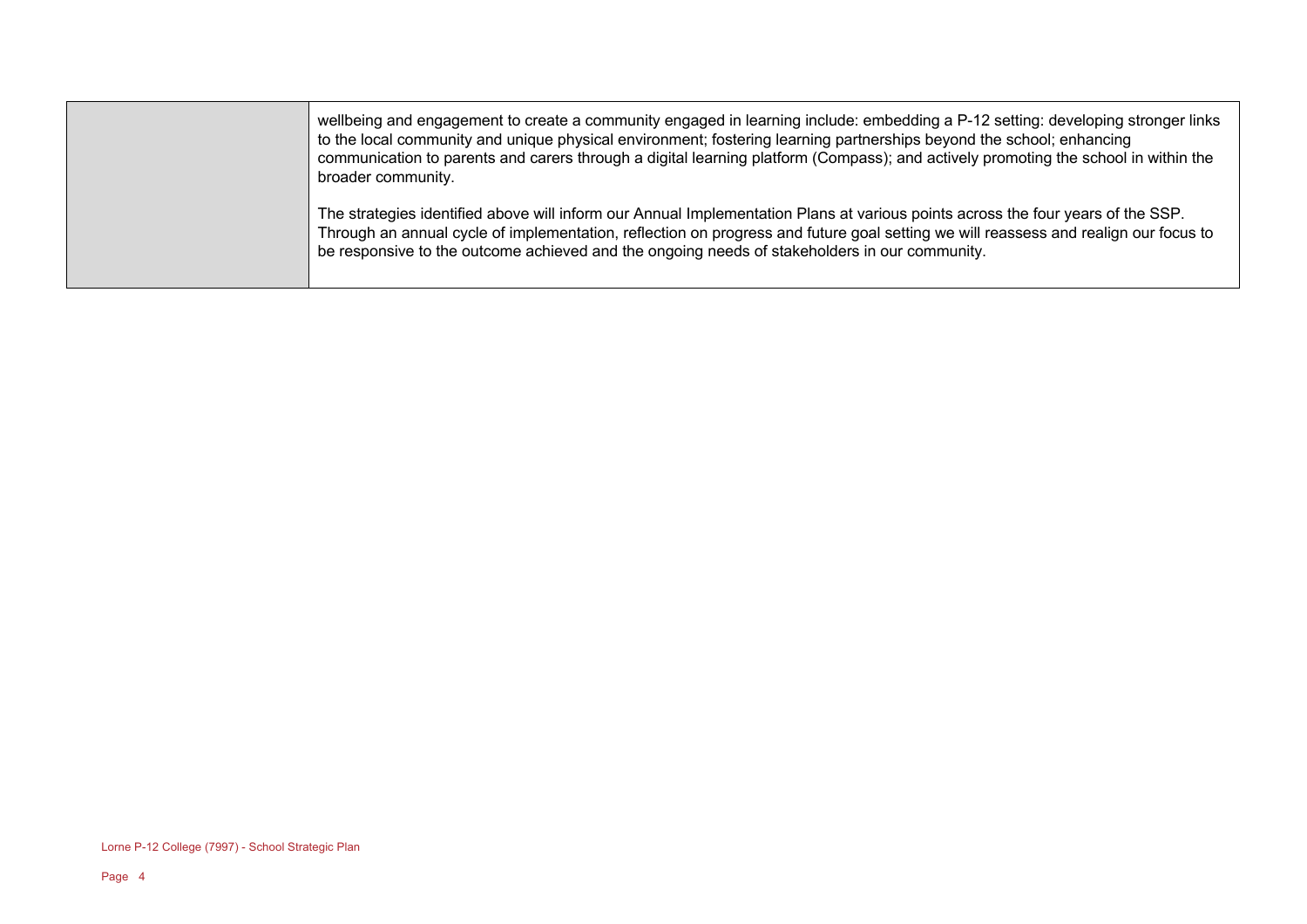| | |
|---|---|
| | wellbeing and engagement to create a community engaged in learning include: embedding a P-12 setting: developing stronger links to the local community and unique physical environment; fostering learning partnerships beyond the school; enhancing communication to parents and carers through a digital learning platform (Compass); and actively promoting the school in within the broader community.<br><br>The strategies identified above will inform our Annual Implementation Plans at various points across the four years of the SSP. Through an annual cycle of implementation, reflection on progress and future goal setting we will reassess and realign our focus to be responsive to the outcome achieved and the ongoing needs of stakeholders in our community. |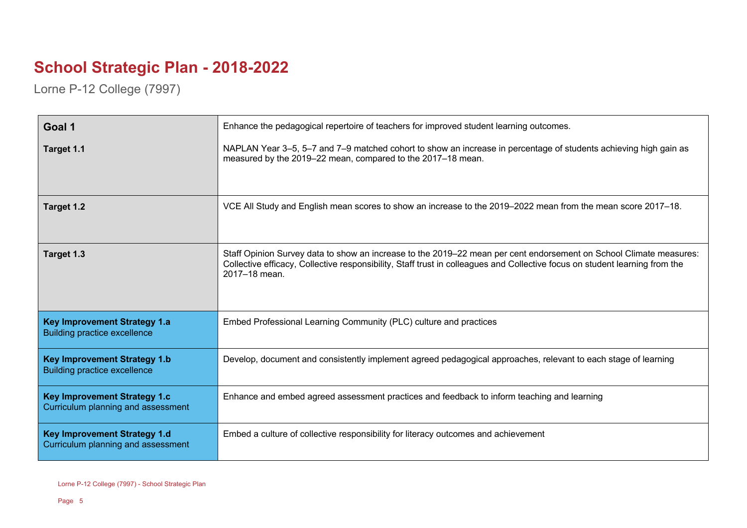# School Strategic Plan - 2018-2022

Lorne P-12 College (7997)

| Goal 1 | Enhance the pedagogical repertoire of teachers for improved student learning outcomes. |
|---|---|
| **Target 1.1** | NAPLAN Year 3–5, 5–7 and 7–9 matched cohort to show an increase in percentage of students achieving high gain as measured by the 2019–22 mean, compared to the 2017–18 mean. |
| **Target 1.2** | VCE All Study and English mean scores to show an increase to the 2019–2022 mean from the mean score 2017–18. |
| **Target 1.3** | Staff Opinion Survey data to show an increase to the 2019–22 mean per cent endorsement on School Climate measures: Collective efficacy, Collective responsibility, Staff trust in colleagues and Collective focus on student learning from the 2017–18 mean. |
| **Key Improvement Strategy 1.a** Building practice excellence | Embed Professional Learning Community (PLC) culture and practices |
| **Key Improvement Strategy 1.b** Building practice excellence | Develop, document and consistently implement agreed pedagogical approaches, relevant to each stage of learning |
| **Key Improvement Strategy 1.c** Curriculum planning and assessment | Enhance and embed agreed assessment practices and feedback to inform teaching and learning |
| **Key Improvement Strategy 1.d** Curriculum planning and assessment | Embed a culture of collective responsibility for literacy outcomes and achievement |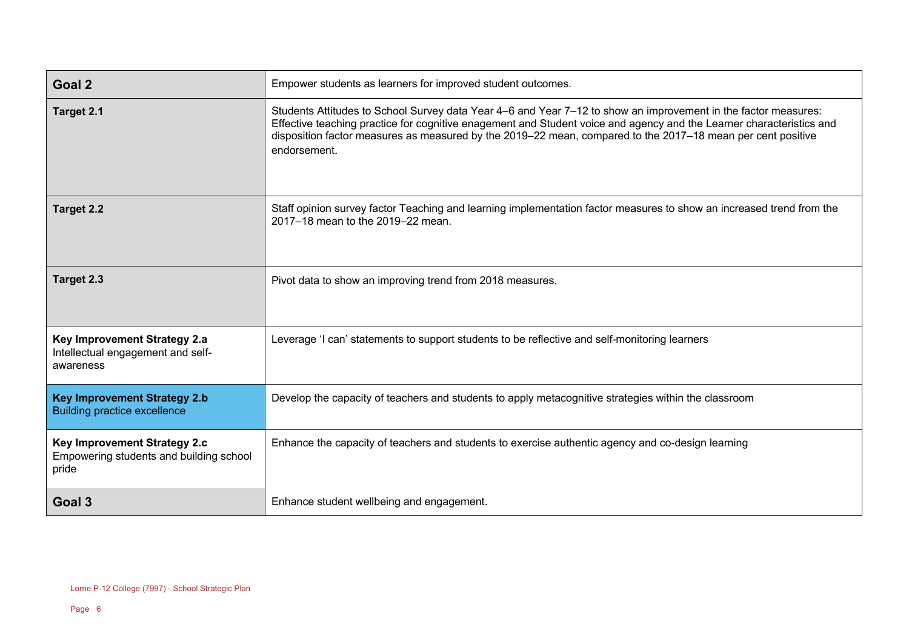| **Goal 2** | Empower students as learners for improved student outcomes. |
|---|---|
| **Target 2.1** | Students Attitudes to School Survey data Year 4–6 and Year 7–12 to show an improvement in the factor measures: Effective teaching practice for cognitive enagement and Student voice and agency and the Learner characteristics and disposition factor measures as measured by the 2019–22 mean, compared to the 2017–18 mean per cent positive endorsement. |
| **Target 2.2** | Staff opinion survey factor Teaching and learning implementation factor measures to show an increased trend from the 2017–18 mean to the 2019–22 mean. |
| **Target 2.3** | Pivot data to show an improving trend from 2018 measures. |
| **Key Improvement Strategy 2.a** Intellectual engagement and self-awareness | Leverage 'I can' statements to support students to be reflective and self-monitoring learners |
| **Key Improvement Strategy 2.b** Building practice excellence | Develop the capacity of teachers and students to apply metacognitive strategies within the classroom |
| **Key Improvement Strategy 2.c** Empowering students and building school pride | Enhance the capacity of teachers and students to exercise authentic agency and co-design learning |
| **Goal 3** | Enhance student wellbeing and engagement. |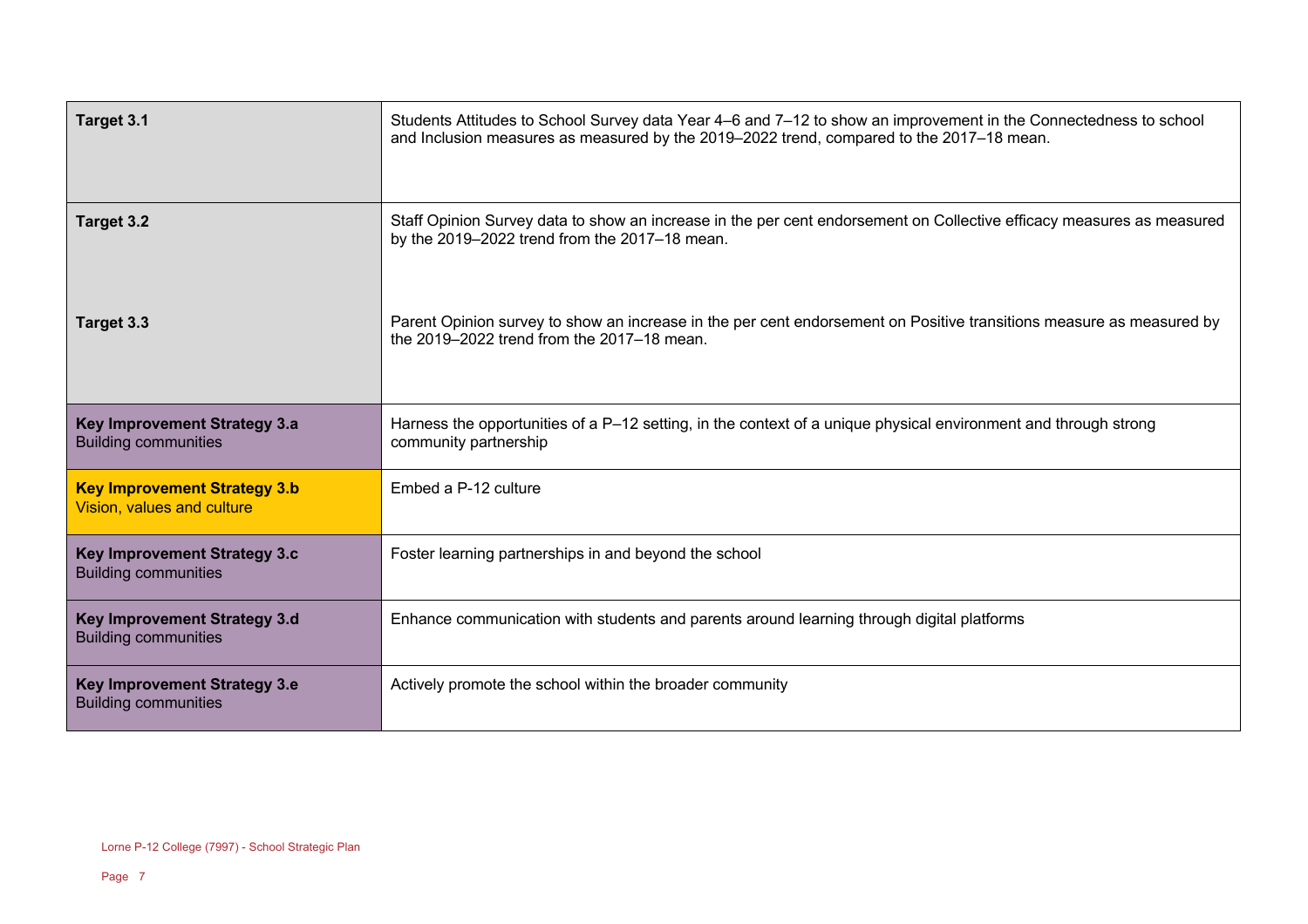| | |
|---|---|
| **Target 3.1** | Students Attitudes to School Survey data Year 4–6 and 7–12 to show an improvement in the Connectedness to school and Inclusion measures as measured by the 2019–2022 trend, compared to the 2017–18 mean. |
| **Target 3.2** | Staff Opinion Survey data to show an increase in the per cent endorsement on Collective efficacy measures as measured by the 2019–2022 trend from the 2017–18 mean. |
| **Target 3.3** | Parent Opinion survey to show an increase in the per cent endorsement on Positive transitions measure as measured by the 2019–2022 trend from the 2017–18 mean. |
| **Key Improvement Strategy 3.a** Building communities | Harness the opportunities of a P–12 setting, in the context of a unique physical environment and through strong community partnership |
| **Key Improvement Strategy 3.b** Vision, values and culture | Embed a P-12 culture |
| **Key Improvement Strategy 3.c** Building communities | Foster learning partnerships in and beyond the school |
| **Key Improvement Strategy 3.d** Building communities | Enhance communication with students and parents around learning through digital platforms |
| **Key Improvement Strategy 3.e** Building communities | Actively promote the school within the broader community |